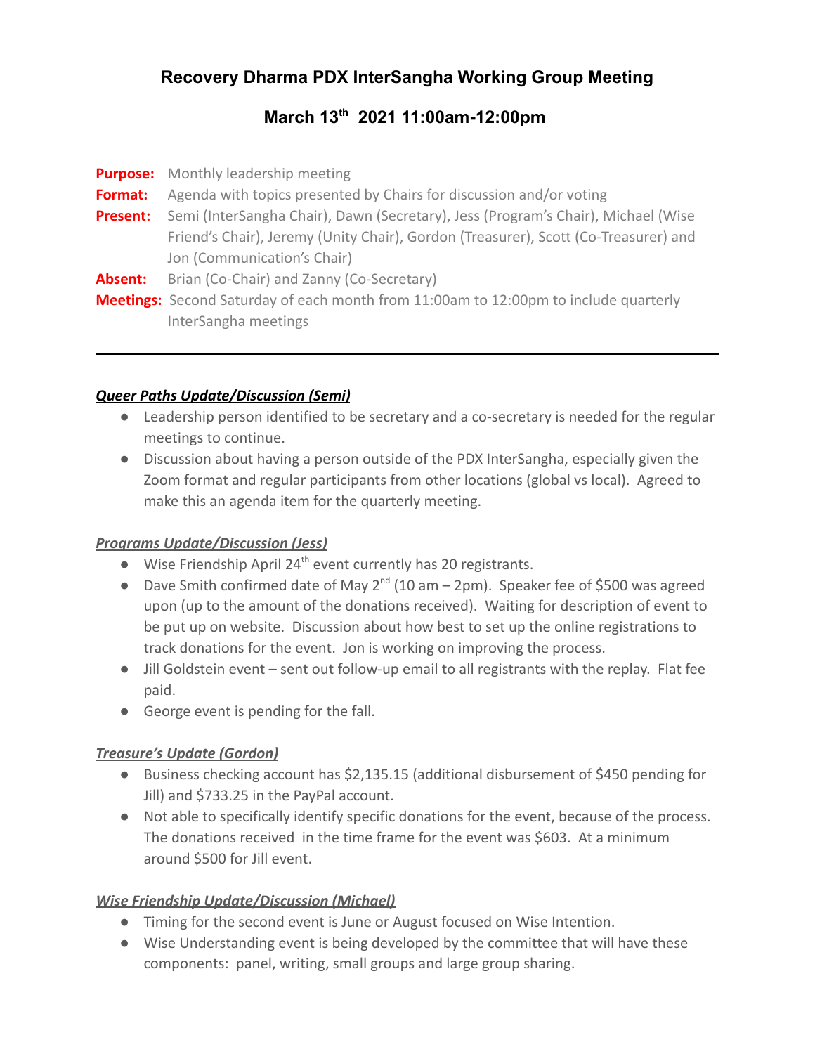# Recovery Dharma PDX InterSangha Working Group Meeting

## March 13th 2021 11:00am-12:00pm

**Purpose:** Monthly leadership meeting
**Format:** Agenda with topics presented by Chairs for discussion and/or voting
**Present:** Semi (InterSangha Chair), Dawn (Secretary), Jess (Program's Chair), Michael (Wise Friend's Chair), Jeremy (Unity Chair), Gordon (Treasurer), Scott (Co-Treasurer) and Jon (Communication's Chair)
**Absent:** Brian (Co-Chair) and Zanny (Co-Secretary)
**Meetings:** Second Saturday of each month from 11:00am to 12:00pm to include quarterly InterSangha meetings

---

***Queer Paths Update/Discussion (Semi)***

- Leadership person identified to be secretary and a co-secretary is needed for the regular meetings to continue.
- Discussion about having a person outside of the PDX InterSangha, especially given the Zoom format and regular participants from other locations (global vs local). Agreed to make this an agenda item for the quarterly meeting.

***Programs Update/Discussion (Jess)***

- Wise Friendship April 24th event currently has 20 registrants.
- Dave Smith confirmed date of May 2nd (10 am – 2pm). Speaker fee of $500 was agreed upon (up to the amount of the donations received). Waiting for description of event to be put up on website. Discussion about how best to set up the online registrations to track donations for the event. Jon is working on improving the process.
- Jill Goldstein event – sent out follow-up email to all registrants with the replay. Flat fee paid.
- George event is pending for the fall.

***Treasure's Update (Gordon)***

- Business checking account has $2,135.15 (additional disbursement of $450 pending for Jill) and $733.25 in the PayPal account.
- Not able to specifically identify specific donations for the event, because of the process. The donations received in the time frame for the event was $603. At a minimum around $500 for Jill event.

***Wise Friendship Update/Discussion (Michael)***

- Timing for the second event is June or August focused on Wise Intention.
- Wise Understanding event is being developed by the committee that will have these components: panel, writing, small groups and large group sharing.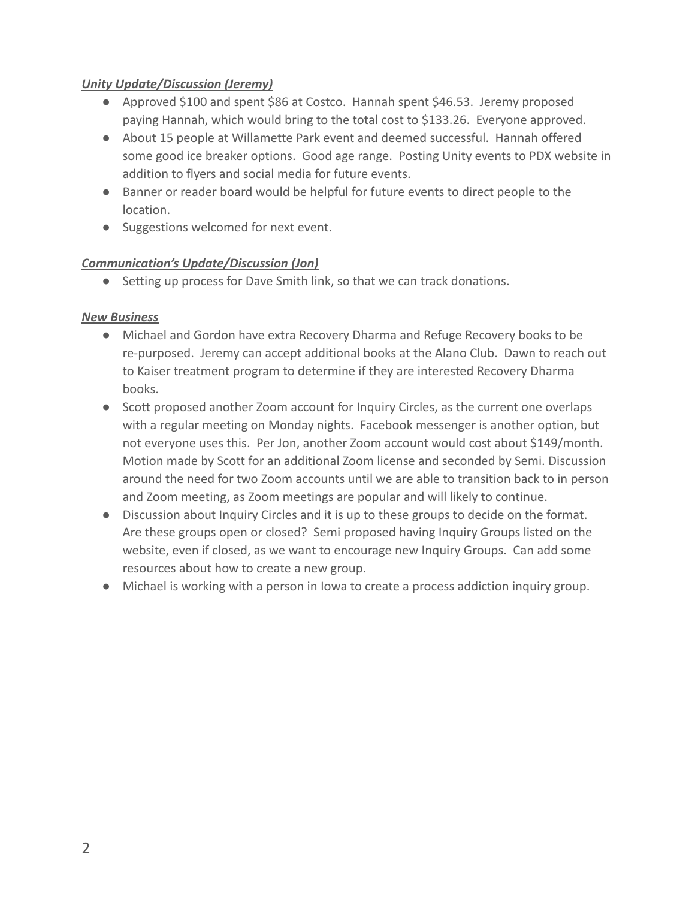***Unity Update/Discussion (Jeremy)***

- Approved $100 and spent $86 at Costco. Hannah spent $46.53. Jeremy proposed paying Hannah, which would bring to the total cost to $133.26. Everyone approved.
- About 15 people at Willamette Park event and deemed successful. Hannah offered some good ice breaker options. Good age range. Posting Unity events to PDX website in addition to flyers and social media for future events.
- Banner or reader board would be helpful for future events to direct people to the location.
- Suggestions welcomed for next event.

***Communication's Update/Discussion (Jon)***

- Setting up process for Dave Smith link, so that we can track donations.

***New Business***

- Michael and Gordon have extra Recovery Dharma and Refuge Recovery books to be re-purposed. Jeremy can accept additional books at the Alano Club. Dawn to reach out to Kaiser treatment program to determine if they are interested Recovery Dharma books.
- Scott proposed another Zoom account for Inquiry Circles, as the current one overlaps with a regular meeting on Monday nights. Facebook messenger is another option, but not everyone uses this. Per Jon, another Zoom account would cost about $149/month. Motion made by Scott for an additional Zoom license and seconded by Semi. Discussion around the need for two Zoom accounts until we are able to transition back to in person and Zoom meeting, as Zoom meetings are popular and will likely to continue.
- Discussion about Inquiry Circles and it is up to these groups to decide on the format. Are these groups open or closed? Semi proposed having Inquiry Groups listed on the website, even if closed, as we want to encourage new Inquiry Groups. Can add some resources about how to create a new group.
- Michael is working with a person in Iowa to create a process addiction inquiry group.